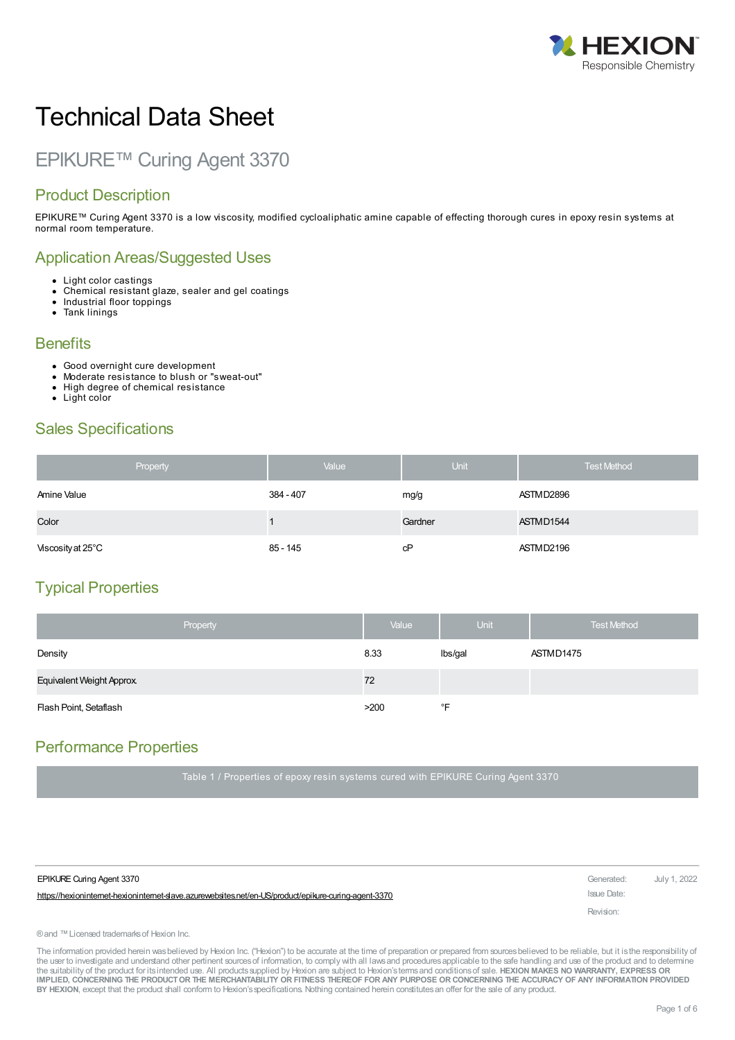# Technical Data Sheet

## EPIKURE™ Curing Agent 3370

### Product Description

EPIKURE™ Curing Agent 3370 is a low viscosity, modified cycloaliphatic amine capable of effecting thorough cures in epoxy resin systems at normal room temperature.

### Application Areas/Suggested Uses

- Light color castings
- Chemical resistant glaze, sealer and gel coatings
- Industrial floor toppings
- Tank linings

### Benefits

- Good overnight cure development
- Moderate resistance to blush or "sweat-out"
- High degree of chemical resistance
- Light color

### Sales Specifications

| Property | Value | Unit | Test Method |
|---|---|---|---|
| Amine Value | 384 - 407 | mg/g | ASTM D2896 |
| Color | 1 | Gardner | ASTM D1544 |
| Viscosity at 25°C | 85 - 145 | cP | ASTM D2196 |

### Typical Properties

| Property | Value | Unit | Test Method |
|---|---|---|---|
| Density | 8.33 | lbs/gal | ASTM D1475 |
| Equivalent Weight Approx. | 72 | | |
| Flash Point, Setaflash | >200 | °F | |

### Performance Properties

Table 1 / Properties of epoxy resin systems cured with EPIKURE Curing Agent 3370

EPIKURE Curing Agent 3370

https://hexioninternet-hexioninternet-slave.azurewebsites.net/en-US/product/epikure-curing-agent-3370

Generated: July 1, 2022

Issue Date:

Revision:

® and ™ Licensed trademarks of Hexion Inc.

The information provided herein was believed by Hexion Inc. ("Hexion") to be accurate at the time of preparation or prepared from sources believed to be reliable, but it is the responsibility of the user to investigate and understand other pertinent sources of information, to comply with all laws and procedures applicable to the safe handling and use of the product and to determine the suitability of the product for its intended use. All products supplied by Hexion are subject to Hexion's terms and conditions of sale. **HEXION MAKES NO WARRANTY, EXPRESS OR IMPLIED, CONCERNING THE PRODUCT OR THE MERCHANTABILITY OR FITNESS THEREOF FOR ANY PURPOSE OR CONCERNING THE ACCURACY OF ANY INFORMATION PROVIDED BY HEXION**, except that the product shall conform to Hexion's specifications. Nothing contained herein constitutes an offer for the sale of any product.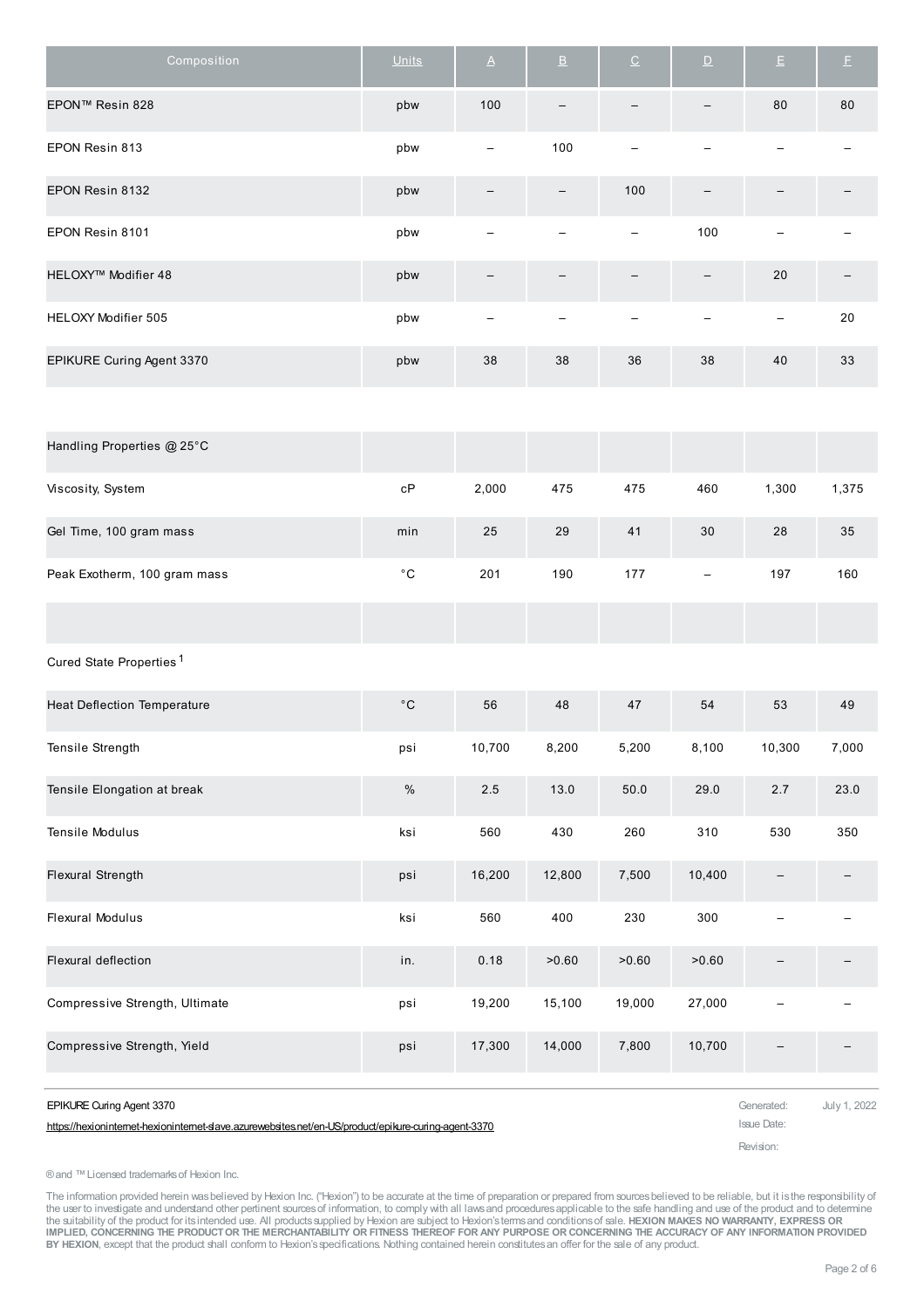| Composition | Units | A | B | C | D | E | F |
|---|---|---|---|---|---|---|---|
| EPON™ Resin 828 | pbw | 100 | – | – | – | 80 | 80 |
| EPON Resin 813 | pbw | – | 100 | – | – | – | – |
| EPON Resin 8132 | pbw | – | – | 100 | – | – | – |
| EPON Resin 8101 | pbw | – | – | – | 100 | – | – |
| HELOXY™ Modifier 48 | pbw | – | – | – | – | 20 | – |
| HELOXY Modifier 505 | pbw | – | – | – | – | – | 20 |
| EPIKURE Curing Agent 3370 | pbw | 38 | 38 | 36 | 38 | 40 | 33 |
| | | | | | | | |
| Handling Properties @ 25°C | | | | | | | |
| Viscosity, System | cP | 2,000 | 475 | 475 | 460 | 1,300 | 1,375 |
| Gel Time, 100 gram mass | min | 25 | 29 | 41 | 30 | 28 | 35 |
| Peak Exotherm, 100 gram mass | °C | 201 | 190 | 177 | – | 197 | 160 |
| | | | | | | | |
| Cured State Properties [1] | | | | | | | |
| Heat Deflection Temperature | °C | 56 | 48 | 47 | 54 | 53 | 49 |
| Tensile Strength | psi | 10,700 | 8,200 | 5,200 | 8,100 | 10,300 | 7,000 |
| Tensile Elongation at break | % | 2.5 | 13.0 | 50.0 | 29.0 | 2.7 | 23.0 |
| Tensile Modulus | ksi | 560 | 430 | 260 | 310 | 530 | 350 |
| Flexural Strength | psi | 16,200 | 12,800 | 7,500 | 10,400 | – | – |
| Flexural Modulus | ksi | 560 | 400 | 230 | 300 | – | – |
| Flexural deflection | in. | 0.18 | >0.60 | >0.60 | >0.60 | – | – |
| Compressive Strength, Ultimate | psi | 19,200 | 15,100 | 19,000 | 27,000 | – | – |
| Compressive Strength, Yield | psi | 17,300 | 14,000 | 7,800 | 10,700 | – | – |

EPIKURE Curing Agent 3370

https://hexioninternet-hexioninternet-slave.azurewebsites.net/en-US/product/epikure-curing-agent-3370

Generated: July 1, 2022
Issue Date:
Revision:

® and ™ Licensed trademarks of Hexion Inc.

The information provided herein was believed by Hexion Inc. ("Hexion") to be accurate at the time of preparation or prepared from sources believed to be reliable, but it is the responsibility of the user to investigate and understand other pertinent sources of information, to comply with all laws and procedures applicable to the safe handling and use of the product and to determine the suitability of the product for its intended use. All products supplied by Hexion are subject to Hexion's terms and conditions of sale. **HEXION MAKES NO WARRANTY, EXPRESS OR IMPLIED, CONCERNING THE PRODUCT OR THE MERCHANTABILITY OR FITNESS THEREOF FOR ANY PURPOSE OR CONCERNING THE ACCURACY OF ANY INFORMATION PROVIDED BY HEXION**, except that the product shall conform to Hexion's specifications. Nothing contained herein constitutes an offer for the sale of any product.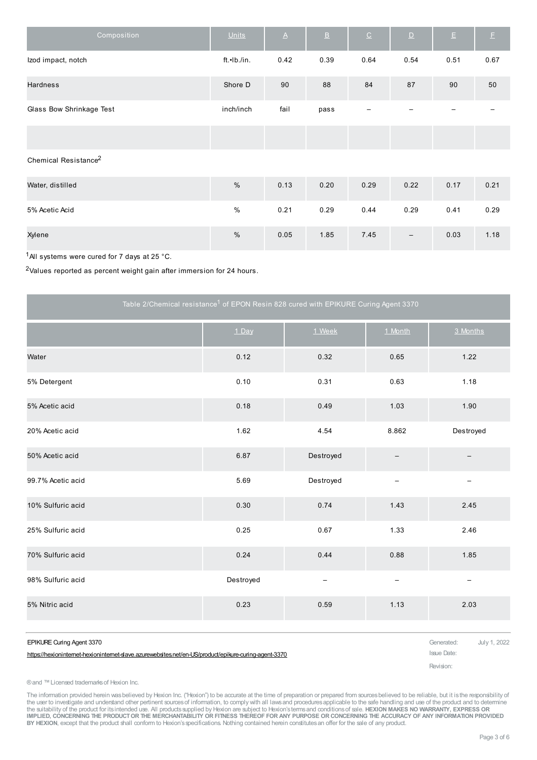| Composition | Units | A | B | C | D | E | F |
|---|---|---|---|---|---|---|---|
| Izod impact, notch | ft.•lb./in. | 0.42 | 0.39 | 0.64 | 0.54 | 0.51 | 0.67 |
| Hardness | Shore D | 90 | 88 | 84 | 87 | 90 | 50 |
| Glass Bow Shrinkage Test | inch/inch | fail | pass | – | – | – | – |
| | | | | | | | |
| Chemical Resistance[2] | | | | | | | |
| Water, distilled | % | 0.13 | 0.20 | 0.29 | 0.22 | 0.17 | 0.21 |
| 5% Acetic Acid | % | 0.21 | 0.29 | 0.44 | 0.29 | 0.41 | 0.29 |
| Xylene | % | 0.05 | 1.85 | 7.45 | – | 0.03 | 1.18 |

[1]All systems were cured for 7 days at 25 °C.

[2]Values reported as percent weight gain after immersion for 24 hours.

Table 2/Chemical resistance[1] of EPON Resin 828 cured with EPIKURE Curing Agent 3370

| | 1 Day | 1 Week | 1 Month | 3 Months |
|---|---|---|---|---|
| Water | 0.12 | 0.32 | 0.65 | 1.22 |
| 5% Detergent | 0.10 | 0.31 | 0.63 | 1.18 |
| 5% Acetic acid | 0.18 | 0.49 | 1.03 | 1.90 |
| 20% Acetic acid | 1.62 | 4.54 | 8.862 | Destroyed |
| 50% Acetic acid | 6.87 | Destroyed | – | – |
| 99.7% Acetic acid | 5.69 | Destroyed | – | – |
| 10% Sulfuric acid | 0.30 | 0.74 | 1.43 | 2.45 |
| 25% Sulfuric acid | 0.25 | 0.67 | 1.33 | 2.46 |
| 70% Sulfuric acid | 0.24 | 0.44 | 0.88 | 1.85 |
| 98% Sulfuric acid | Destroyed | – | – | – |
| 5% Nitric acid | 0.23 | 0.59 | 1.13 | 2.03 |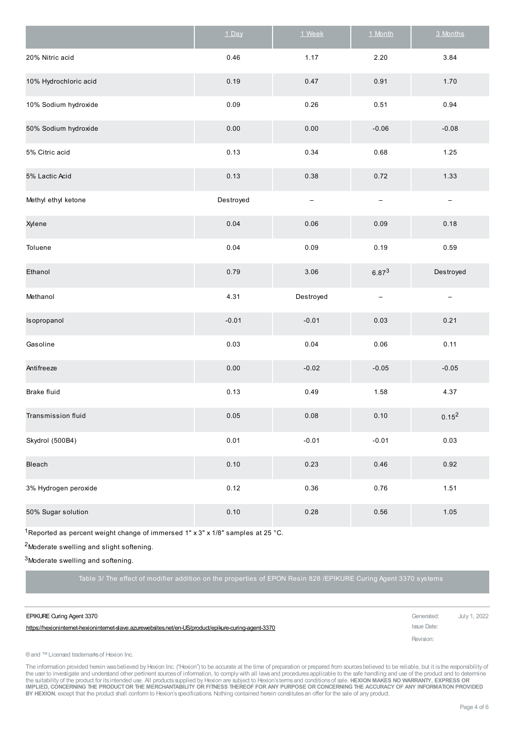| | 1 Day | 1 Week | 1 Month | 3 Months |
|---|---|---|---|---|
| 20% Nitric acid | 0.46 | 1.17 | 2.20 | 3.84 |
| 10% Hydrochloric acid | 0.19 | 0.47 | 0.91 | 1.70 |
| 10% Sodium hydroxide | 0.09 | 0.26 | 0.51 | 0.94 |
| 50% Sodium hydroxide | 0.00 | 0.00 | -0.06 | -0.08 |
| 5% Citric acid | 0.13 | 0.34 | 0.68 | 1.25 |
| 5% Lactic Acid | 0.13 | 0.38 | 0.72 | 1.33 |
| Methyl ethyl ketone | Destroyed | – | – | – |
| Xylene | 0.04 | 0.06 | 0.09 | 0.18 |
| Toluene | 0.04 | 0.09 | 0.19 | 0.59 |
| Ethanol | 0.79 | 3.06 | 6.87[3] | Destroyed |
| Methanol | 4.31 | Destroyed | – | – |
| Isopropanol | -0.01 | -0.01 | 0.03 | 0.21 |
| Gasoline | 0.03 | 0.04 | 0.06 | 0.11 |
| Antifreeze | 0.00 | -0.02 | -0.05 | -0.05 |
| Brake fluid | 0.13 | 0.49 | 1.58 | 4.37 |
| Transmission fluid | 0.05 | 0.08 | 0.10 | 0.15[2] |
| Skydrol (500B4) | 0.01 | -0.01 | -0.01 | 0.03 |
| Bleach | 0.10 | 0.23 | 0.46 | 0.92 |
| 3% Hydrogen peroxide | 0.12 | 0.36 | 0.76 | 1.51 |
| 50% Sugar solution | 0.10 | 0.28 | 0.56 | 1.05 |

[1]Reported as percent weight change of immersed 1" x 3" x 1/8" samples at 25 °C.

[2]Moderate swelling and slight softening.

[3]Moderate swelling and softening.

Table 3/ The effect of modifier addition on the properties of EPON Resin 828 /EPIKURE Curing Agent 3370 systems

EPIKURE Curing Agent 3370

https://hexioninternet-hexioninternet-slave.azurewebsites.net/en-US/product/epikure-curing-agent-3370

Generated: July 1, 2022

Issue Date:

Revision:

® and ™ Licensed trademarks of Hexion Inc.

The information provided herein was believed by Hexion Inc. ("Hexion") to be accurate at the time of preparation or prepared from sources believed to be reliable, but it is the responsibility of the user to investigate and understand other pertinent sources of information, to comply with all laws and procedures applicable to the safe handling and use of the product and to determine the suitability of the product for its intended use. All products supplied by Hexion are subject to Hexion's terms and conditions of sale. **HEXION MAKES NO WARRANTY, EXPRESS OR IMPLIED, CONCERNING THE PRODUCT OR THE MERCHANTABILITY OR FITNESS THEREOF FOR ANY PURPOSE OR CONCERNING THE ACCURACY OF ANY INFORMATION PROVIDED BY HEXION**, except that the product shall conform to Hexion's specifications. Nothing contained herein constitutes an offer for the sale of any product.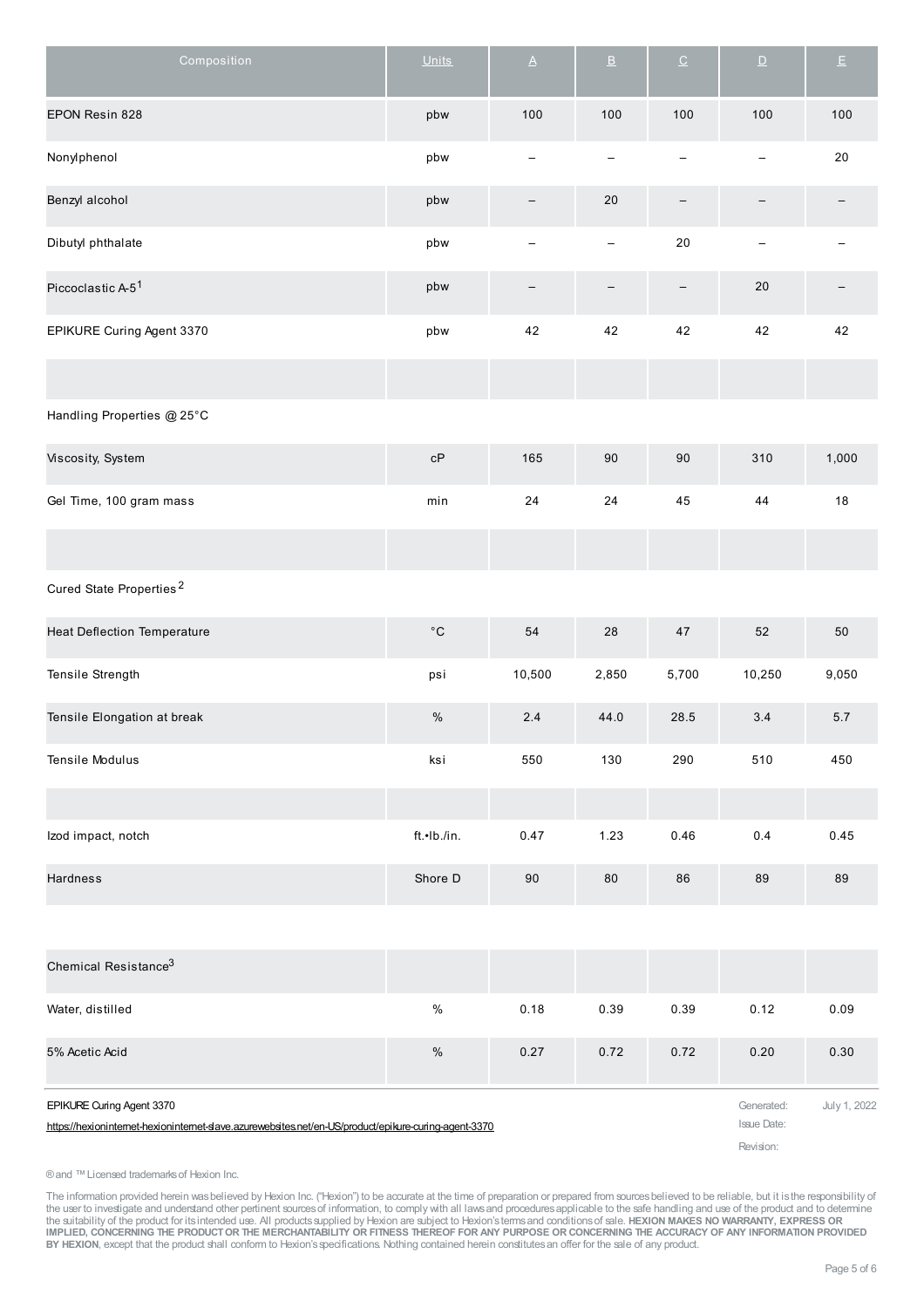| Composition | Units | A | B | C | D | E |
|---|---|---|---|---|---|---|
| EPON Resin 828 | pbw | 100 | 100 | 100 | 100 | 100 |
| Nonylphenol | pbw | – | – | – | – | 20 |
| Benzyl alcohol | pbw | – | 20 | – | – | – |
| Dibutyl phthalate | pbw | – | – | 20 | – | – |
| Piccoclastic A-5[1] | pbw | – | – | – | 20 | – |
| EPIKURE Curing Agent 3370 | pbw | 42 | 42 | 42 | 42 | 42 |
| | | | | | | |
| Handling Properties @ 25°C | | | | | | |
| Viscosity, System | cP | 165 | 90 | 90 | 310 | 1,000 |
| Gel Time, 100 gram mass | min | 24 | 24 | 45 | 44 | 18 |
| | | | | | | |
| Cured State Properties[2] | | | | | | |
| Heat Deflection Temperature | °C | 54 | 28 | 47 | 52 | 50 |
| Tensile Strength | psi | 10,500 | 2,850 | 5,700 | 10,250 | 9,050 |
| Tensile Elongation at break | % | 2.4 | 44.0 | 28.5 | 3.4 | 5.7 |
| Tensile Modulus | ksi | 550 | 130 | 290 | 510 | 450 |
| | | | | | | |
| Izod impact, notch | ft.•lb./in. | 0.47 | 1.23 | 0.46 | 0.4 | 0.45 |
| Hardness | Shore D | 90 | 80 | 86 | 89 | 89 |
| | | | | | | |
| Chemical Resistance[3] | | | | | | |
| Water, distilled | % | 0.18 | 0.39 | 0.39 | 0.12 | 0.09 |
| 5% Acetic Acid | % | 0.27 | 0.72 | 0.72 | 0.20 | 0.30 |

EPIKURE Curing Agent 3370

https://hexioninternet-hexioninternet-slave.azurewebsites.net/en-US/product/epikure-curing-agent-3370

Generated: July 1, 2022
Issue Date:
Revision:

® and ™ Licensed trademarks of Hexion Inc.

The information provided herein was believed by Hexion Inc. ("Hexion") to be accurate at the time of preparation or prepared from sources believed to be reliable, but it is the responsibility of the user to investigate and understand other pertinent sources of information, to comply with all laws and procedures applicable to the safe handling and use of the product and to determine the suitability of the product for its intended use. All products supplied by Hexion are subject to Hexion's terms and conditions of sale. **HEXION MAKES NO WARRANTY, EXPRESS OR IMPLIED, CONCERNING THE PRODUCT OR THE MERCHANTABILITY OR FITNESS THEREOF FOR ANY PURPOSE OR CONCERNING THE ACCURACY OF ANY INFORMATION PROVIDED BY HEXION**, except that the product shall conform to Hexion's specifications. Nothing contained herein constitutes an offer for the sale of any product.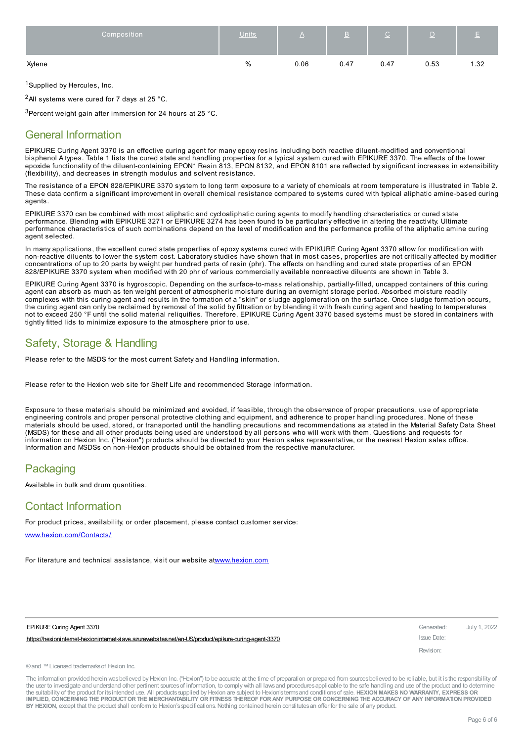| Composition | Units | A | B | C | D | E |
|---|---|---|---|---|---|---|
| Xylene | % | 0.06 | 0.47 | 0.47 | 0.53 | 1.32 |

[1]Supplied by Hercules, Inc.

[2]All systems were cured for 7 days at 25 °C.

[3]Percent weight gain after immersion for 24 hours at 25 °C.

## General Information

EPIKURE Curing Agent 3370 is an effective curing agent for many epoxy resins including both reactive diluent-modified and conventional bisphenol A types. Table 1 lists the cured state and handling properties for a typical system cured with EPIKURE 3370. The effects of the lower epoxide functionality of the diluent-containing EPON* Resin 813, EPON 8132, and EPON 8101 are reflected by significant increases in extensibility (flexibility), and decreases in strength modulus and solvent resistance.

The resistance of a EPON 828/EPIKURE 3370 system to long term exposure to a variety of chemicals at room temperature is illustrated in Table 2. These data confirm a significant improvement in overall chemical resistance compared to systems cured with typical aliphatic amine-based curing agents.

EPIKURE 3370 can be combined with most aliphatic and cycloaliphatic curing agents to modify handling characteristics or cured state performance. Blending with EPIKURE 3271 or EPIKURE 3274 has been found to be particularly effective in altering the reactivity. Ultimate performance characteristics of such combinations depend on the level of modification and the performance profile of the aliphatic amine curing agent selected.

In many applications, the excellent cured state properties of epoxy systems cured with EPIKURE Curing Agent 3370 allow for modification with non-reactive diluents to lower the system cost. Laboratory studies have shown that in most cases, properties are not critically affected by modifier concentrations of up to 20 parts by weight per hundred parts of resin (phr). The effects on handling and cured state properties of an EPON 828/EPIKURE 3370 system when modified with 20 phr of various commercially available nonreactive diluents are shown in Table 3.

EPIKURE Curing Agent 3370 is hygroscopic. Depending on the surface-to-mass relationship, partially-filled, uncapped containers of this curing agent can absorb as much as ten weight percent of atmospheric moisture during an overnight storage period. Absorbed moisture readily complexes with this curing agent and results in the formation of a "skin" or sludge agglomeration on the surface. Once sludge formation occurs, the curing agent can only be reclaimed by removal of the solid by filtration or by blending it with fresh curing agent and heating to temperatures not to exceed 250 °F until the solid material reliquifies. Therefore, EPIKURE Curing Agent 3370 based systems must be stored in containers with tightly fitted lids to minimize exposure to the atmosphere prior to use.

## Safety, Storage & Handling

Please refer to the MSDS for the most current Safety and Handling information.

Please refer to the Hexion web site for Shelf Life and recommended Storage information.

Exposure to these materials should be minimized and avoided, if feasible, through the observance of proper precautions, use of appropriate engineering controls and proper personal protective clothing and equipment, and adherence to proper handling procedures. None of these materials should be used, stored, or transported until the handling precautions and recommendations as stated in the Material Safety Data Sheet (MSDS) for these and all other products being used are understood by all persons who will work with them. Questions and requests for information on Hexion Inc. ("Hexion") products should be directed to your Hexion sales representative, or the nearest Hexion sales office. Information and MSDSs on non-Hexion products should be obtained from the respective manufacturer.

## Packaging

Available in bulk and drum quantities.

## Contact Information

For product prices, availability, or order placement, please contact customer service:

www.hexion.com/Contacts/

For literature and technical assistance, visit our website atwww.hexion.com

EPIKURE Curing Agent 3370

https://hexioninternet-hexioninternet-slave.azurewebsites.net/en-US/product/epikure-curing-agent-3370

Generated: July 1, 2022

Issue Date:

Revision:

® and ™ Licensed trademarks of Hexion Inc.

The information provided herein was believed by Hexion Inc. ("Hexion") to be accurate at the time of preparation or prepared from sources believed to be reliable, but it is the responsibility of the user to investigate and understand other pertinent sources of information, to comply with all laws and procedures applicable to the safe handling and use of the product and to determine the suitability of the product for its intended use. All products supplied by Hexion are subject to Hexion's terms and conditions of sale. **HEXION MAKES NO WARRANTY, EXPRESS OR IMPLIED, CONCERNING THE PRODUCT OR THE MERCHANTABILITY OR FITNESS THEREOF FOR ANY PURPOSE OR CONCERNING THE ACCURACY OF ANY INFORMATION PROVIDED BY HEXION**, except that the product shall conform to Hexion's specifications. Nothing contained herein constitutes an offer for the sale of any product.